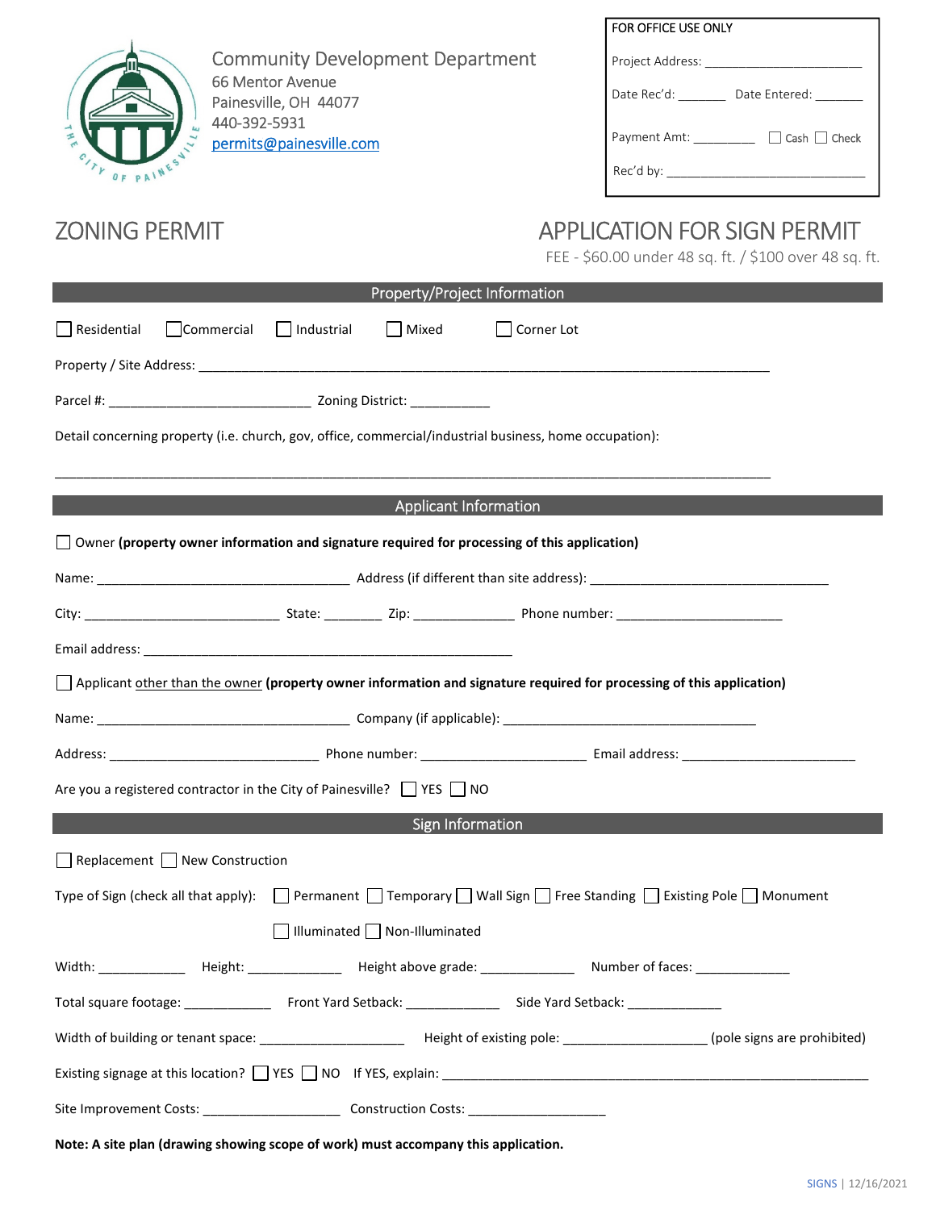Community Development Department
66 Mentor Avenue
Painesville, OH 44077
440-392-5931
permits@painesville.com

| FOR OFFICE USE ONLY |
|---|
| Project Address: ________________________ |
| Date Rec'd: _______ Date Entered: _______ |
| Payment Amt: _________ ☐ Cash ☐ Check |
| Rec'd by: ______________________________ |

# ZONING PERMIT

# APPLICATION FOR SIGN PERMIT

FEE - $60.00 under 48 sq. ft. / $100 over 48 sq. ft.

## Property/Project Information

☐ Residential ☐ Commercial ☐ Industrial ☐ Mixed ☐ Corner Lot

Property / Site Address: ________________________________________________________________________________

Parcel #: ____________________________ Zoning District: ___________

Detail concerning property (i.e. church, gov, office, commercial/industrial business, home occupation):

____________________________________________________________________________________________________

## Applicant Information

☐ Owner **(property owner information and signature required for processing of this application)**

Name: ___________________________________ Address (if different than site address): _________________________________

City: ___________________________ State: ________ Zip: ______________ Phone number: _______________________

Email address: ____________________________________________________

☐ Applicant other than the owner **(property owner information and signature required for processing of this application)**

Name: ___________________________________ Company (if applicable): ___________________________________

Address: _____________________________ Phone number: _______________________ Email address: ________________________

Are you a registered contractor in the City of Painesville? ☐ YES ☐ NO

## Sign Information

☐ Replacement ☐ New Construction

Type of Sign (check all that apply): ☐ Permanent ☐ Temporary ☐ Wall Sign ☐ Free Standing ☐ Existing Pole ☐ Monument

☐ Illuminated ☐ Non-Illuminated

Width: ____________ Height: _____________ Height above grade: _____________ Number of faces: _____________

Total square footage: ____________ Front Yard Setback: _____________ Side Yard Setback: _____________

Width of building or tenant space: ____________________ Height of existing pole: ____________________ (pole signs are prohibited)

Existing signage at this location? ☐ YES ☐ NO If YES, explain: ______________________________________________________________

Site Improvement Costs: ___________________ Construction Costs: ___________________

**Note: A site plan (drawing showing scope of work) must accompany this application.**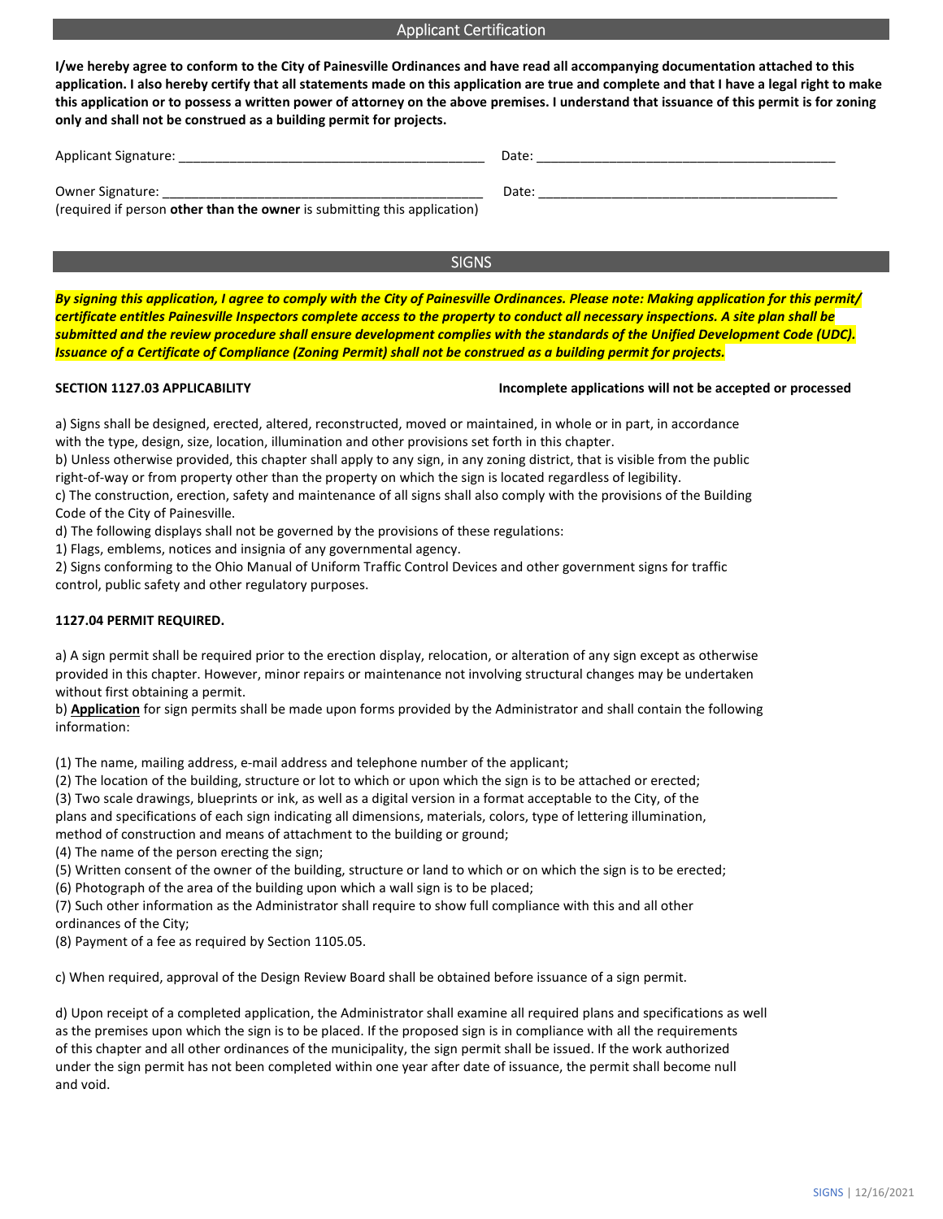## Applicant Certification

**I/we hereby agree to conform to the City of Painesville Ordinances and have read all accompanying documentation attached to this application. I also hereby certify that all statements made on this application are true and complete and that I have a legal right to make this application or to possess a written power of attorney on the above premises. I understand that issuance of this permit is for zoning only and shall not be construed as a building permit for projects.**

Applicant Signature: ________________________________________ Date: ________________________________________

Owner Signature: ________________________________________ Date: ________________________________________
(required if person **other than the owner** is submitting this application)

## SIGNS

***By signing this application, I agree to comply with the City of Painesville Ordinances. Please note: Making application for this permit/ certificate entitles Painesville Inspectors complete access to the property to conduct all necessary inspections. A site plan shall be submitted and the review procedure shall ensure development complies with the standards of the Unified Development Code (UDC). Issuance of a Certificate of Compliance (Zoning Permit) shall not be construed as a building permit for projects.***

**SECTION 1127.03 APPLICABILITY** **Incomplete applications will not be accepted or processed**

a) Signs shall be designed, erected, altered, reconstructed, moved or maintained, in whole or in part, in accordance with the type, design, size, location, illumination and other provisions set forth in this chapter.
b) Unless otherwise provided, this chapter shall apply to any sign, in any zoning district, that is visible from the public right-of-way or from property other than the property on which the sign is located regardless of legibility.
c) The construction, erection, safety and maintenance of all signs shall also comply with the provisions of the Building Code of the City of Painesville.
d) The following displays shall not be governed by the provisions of these regulations:
1) Flags, emblems, notices and insignia of any governmental agency.
2) Signs conforming to the Ohio Manual of Uniform Traffic Control Devices and other government signs for traffic control, public safety and other regulatory purposes.

**1127.04 PERMIT REQUIRED.**

a) A sign permit shall be required prior to the erection display, relocation, or alteration of any sign except as otherwise provided in this chapter. However, minor repairs or maintenance not involving structural changes may be undertaken without first obtaining a permit.
b) **Application** for sign permits shall be made upon forms provided by the Administrator and shall contain the following information:

(1) The name, mailing address, e-mail address and telephone number of the applicant;
(2) The location of the building, structure or lot to which or upon which the sign is to be attached or erected;
(3) Two scale drawings, blueprints or ink, as well as a digital version in a format acceptable to the City, of the plans and specifications of each sign indicating all dimensions, materials, colors, type of lettering illumination, method of construction and means of attachment to the building or ground;
(4) The name of the person erecting the sign;
(5) Written consent of the owner of the building, structure or land to which or on which the sign is to be erected;
(6) Photograph of the area of the building upon which a wall sign is to be placed;
(7) Such other information as the Administrator shall require to show full compliance with this and all other ordinances of the City;
(8) Payment of a fee as required by Section 1105.05.

c) When required, approval of the Design Review Board shall be obtained before issuance of a sign permit.

d) Upon receipt of a completed application, the Administrator shall examine all required plans and specifications as well as the premises upon which the sign is to be placed. If the proposed sign is in compliance with all the requirements of this chapter and all other ordinances of the municipality, the sign permit shall be issued. If the work authorized under the sign permit has not been completed within one year after date of issuance, the permit shall become null and void.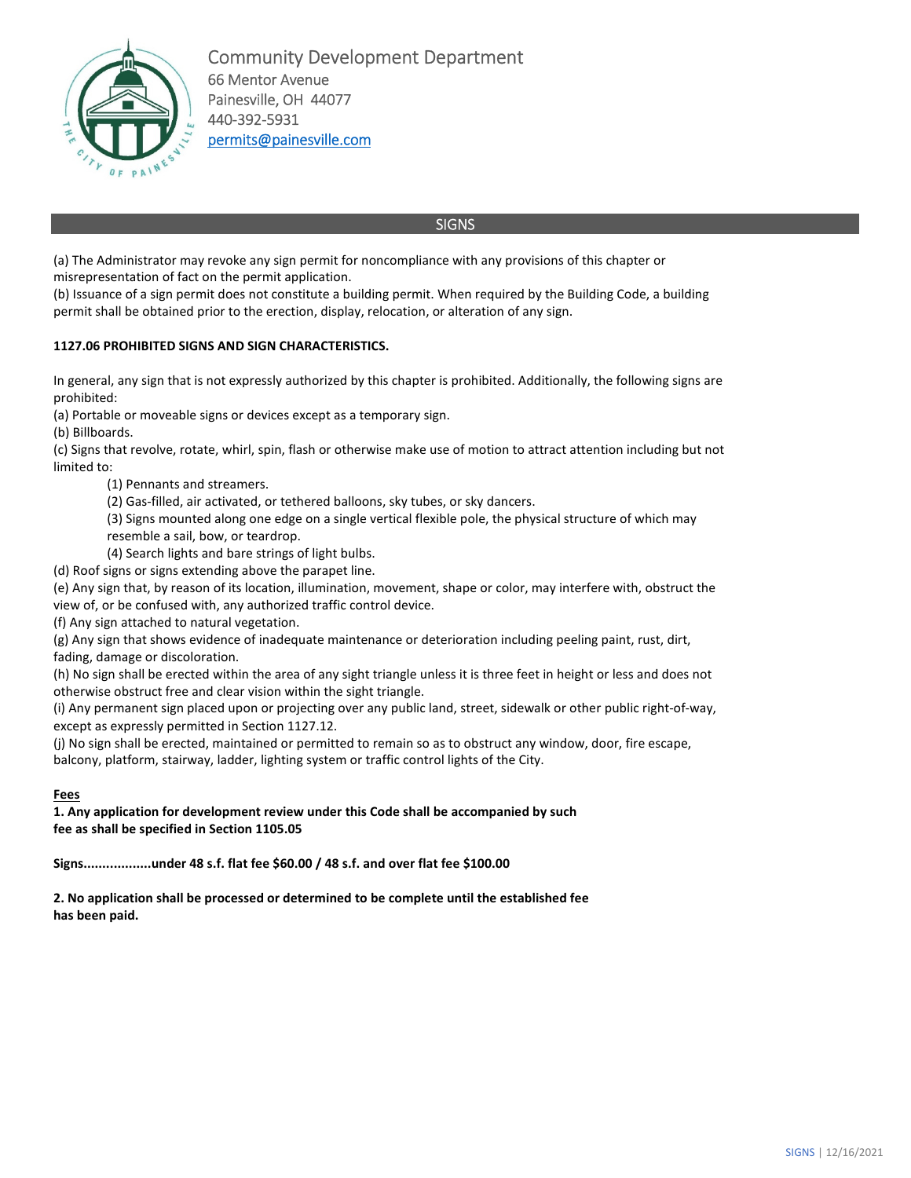Community Development Department
66 Mentor Avenue
Painesville, OH 44077
440-392-5931
permits@painesville.com

## SIGNS

(a) The Administrator may revoke any sign permit for noncompliance with any provisions of this chapter or misrepresentation of fact on the permit application.
(b) Issuance of a sign permit does not constitute a building permit. When required by the Building Code, a building permit shall be obtained prior to the erection, display, relocation, or alteration of any sign.

**1127.06 PROHIBITED SIGNS AND SIGN CHARACTERISTICS.**

In general, any sign that is not expressly authorized by this chapter is prohibited. Additionally, the following signs are prohibited:
(a) Portable or moveable signs or devices except as a temporary sign.
(b) Billboards.
(c) Signs that revolve, rotate, whirl, spin, flash or otherwise make use of motion to attract attention including but not limited to:

- (1) Pennants and streamers.
- (2) Gas-filled, air activated, or tethered balloons, sky tubes, or sky dancers.
- (3) Signs mounted along one edge on a single vertical flexible pole, the physical structure of which may resemble a sail, bow, or teardrop.
- (4) Search lights and bare strings of light bulbs.

(d) Roof signs or signs extending above the parapet line.
(e) Any sign that, by reason of its location, illumination, movement, shape or color, may interfere with, obstruct the view of, or be confused with, any authorized traffic control device.
(f) Any sign attached to natural vegetation.
(g) Any sign that shows evidence of inadequate maintenance or deterioration including peeling paint, rust, dirt, fading, damage or discoloration.
(h) No sign shall be erected within the area of any sight triangle unless it is three feet in height or less and does not otherwise obstruct free and clear vision within the sight triangle.
(i) Any permanent sign placed upon or projecting over any public land, street, sidewalk or other public right-of-way, except as expressly permitted in Section 1127.12.
(j) No sign shall be erected, maintained or permitted to remain so as to obstruct any window, door, fire escape, balcony, platform, stairway, ladder, lighting system or traffic control lights of the City.

**Fees**

**1. Any application for development review under this Code shall be accompanied by such fee as shall be specified in Section 1105.05**

**Signs..................under 48 s.f. flat fee $60.00 / 48 s.f. and over flat fee $100.00**

**2. No application shall be processed or determined to be complete until the established fee has been paid.**